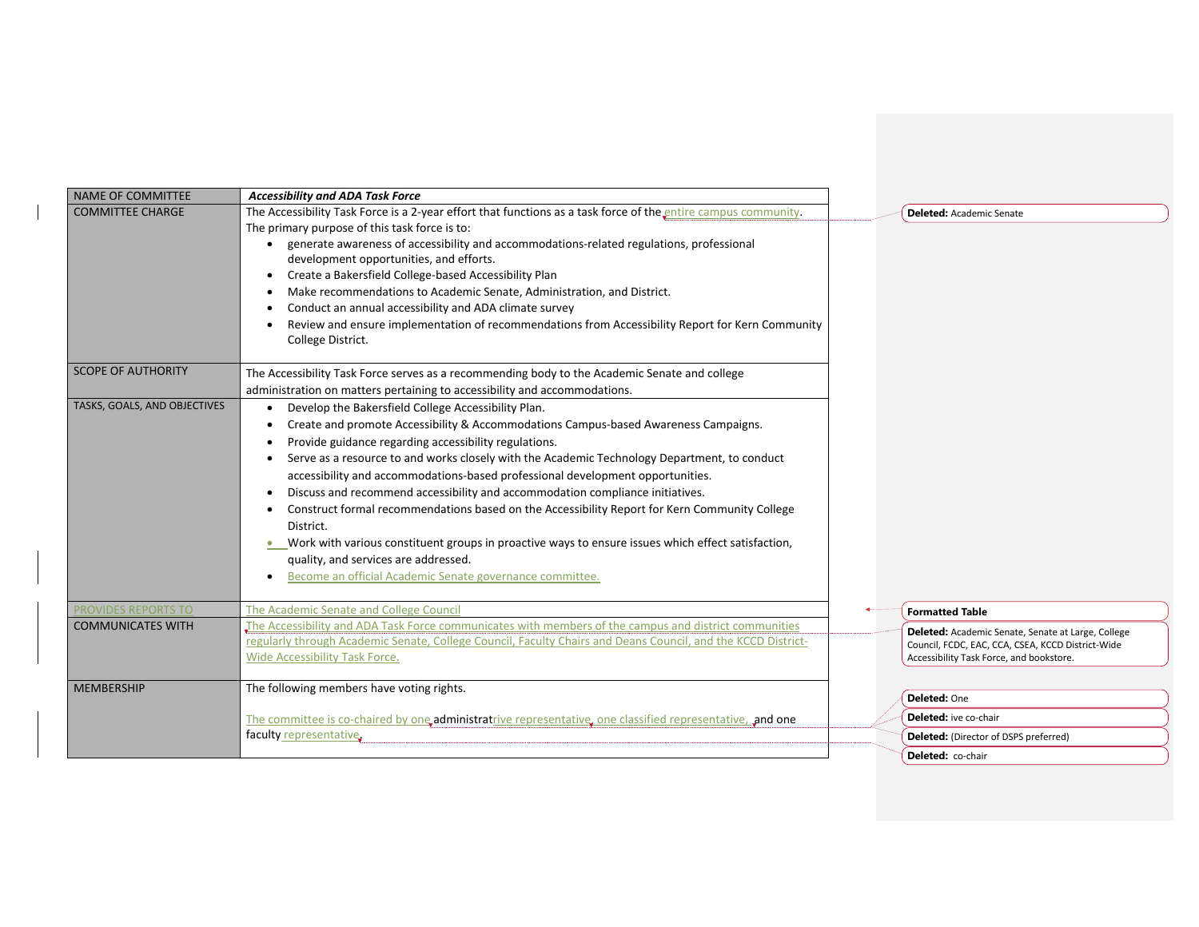| NAME OF COMMITTEE | ***Accessibility and ADA Task Force*** |
|---|---|
| COMMITTEE CHARGE | The Accessibility Task Force is a 2-year effort that functions as a task force of the entire campus community. The primary purpose of this task force is to: <br>• generate awareness of accessibility and accommodations-related regulations, professional development opportunities, and efforts. <br>• Create a Bakersfield College-based Accessibility Plan <br>• Make recommendations to Academic Senate, Administration, and District. <br>• Conduct an annual accessibility and ADA climate survey <br>• Review and ensure implementation of recommendations from Accessibility Report for Kern Community College District. |
| SCOPE OF AUTHORITY | The Accessibility Task Force serves as a recommending body to the Academic Senate and college administration on matters pertaining to accessibility and accommodations. |
| TASKS, GOALS, AND OBJECTIVES | • Develop the Bakersfield College Accessibility Plan. <br>• Create and promote Accessibility & Accommodations Campus-based Awareness Campaigns. <br>• Provide guidance regarding accessibility regulations. <br>• Serve as a resource to and works closely with the Academic Technology Department, to conduct accessibility and accommodations-based professional development opportunities. <br>• Discuss and recommend accessibility and accommodation compliance initiatives. <br>• Construct formal recommendations based on the Accessibility Report for Kern Community College District. <br>• Work with various constituent groups in proactive ways to ensure issues which effect satisfaction, quality, and services are addressed. <br>• Become an official Academic Senate governance committee. |
| PROVIDES REPORTS TO | The Academic Senate and College Council |
| COMMUNICATES WITH | The Accessibility and ADA Task Force communicates with members of the campus and district communities regularly through Academic Senate, College Council, Faculty Chairs and Deans Council, and the KCCD District-Wide Accessibility Task Force. |
| MEMBERSHIP | The following members have voting rights. <br><br>The committee is co-chaired by one administrative representative, one classified representative, and one faculty representative. |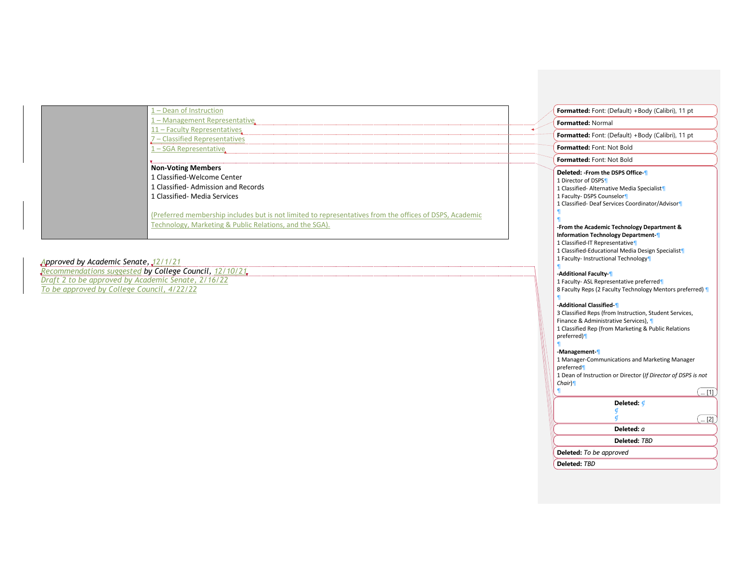| | |
|---|---|
| | 1 – Dean of Instruction<br>1 – Management Representative<br>11 – Faculty Representatives<br>7 – Classified Representatives<br>1 – SGA Representative<br><br>**Non-Voting Members**<br>1 Classified-Welcome Center<br>1 Classified- Admission and Records<br>1 Classified- Media Services<br><br>(Preferred membership includes but is not limited to representatives from the offices of DSPS, Academic Technology, Marketing & Public Relations, and the SGA). |

*Approved by Academic Senate, 12/1/21*
*Recommendations suggested by College Council, 12/10/21*
*Draft 2 to be approved by Academic Senate, 2/16/22*
*To be approved by College Council, 4/22/22*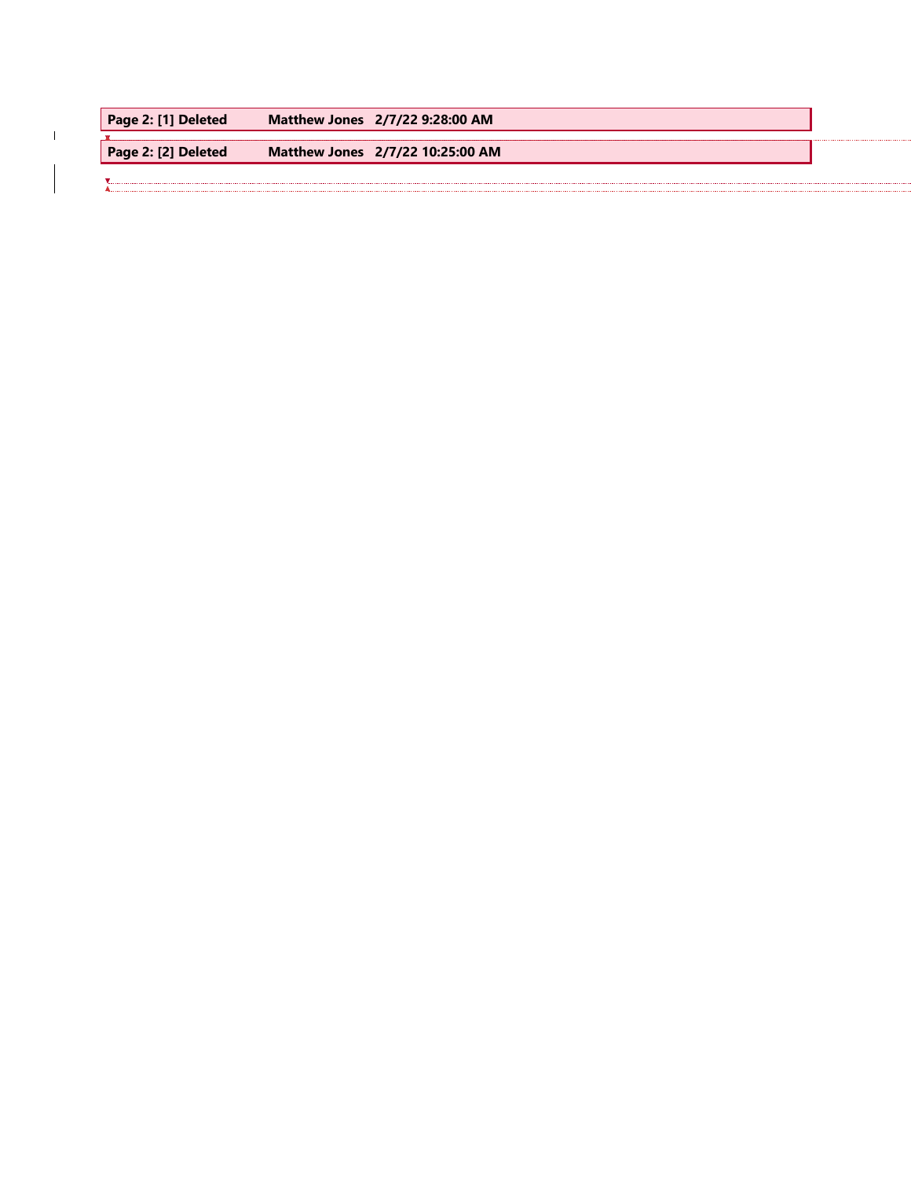**Page 2: [1] Deleted        Matthew Jones   2/7/22 9:28:00 AM**

**Page 2: [2] Deleted        Matthew Jones   2/7/22 10:25:00 AM**